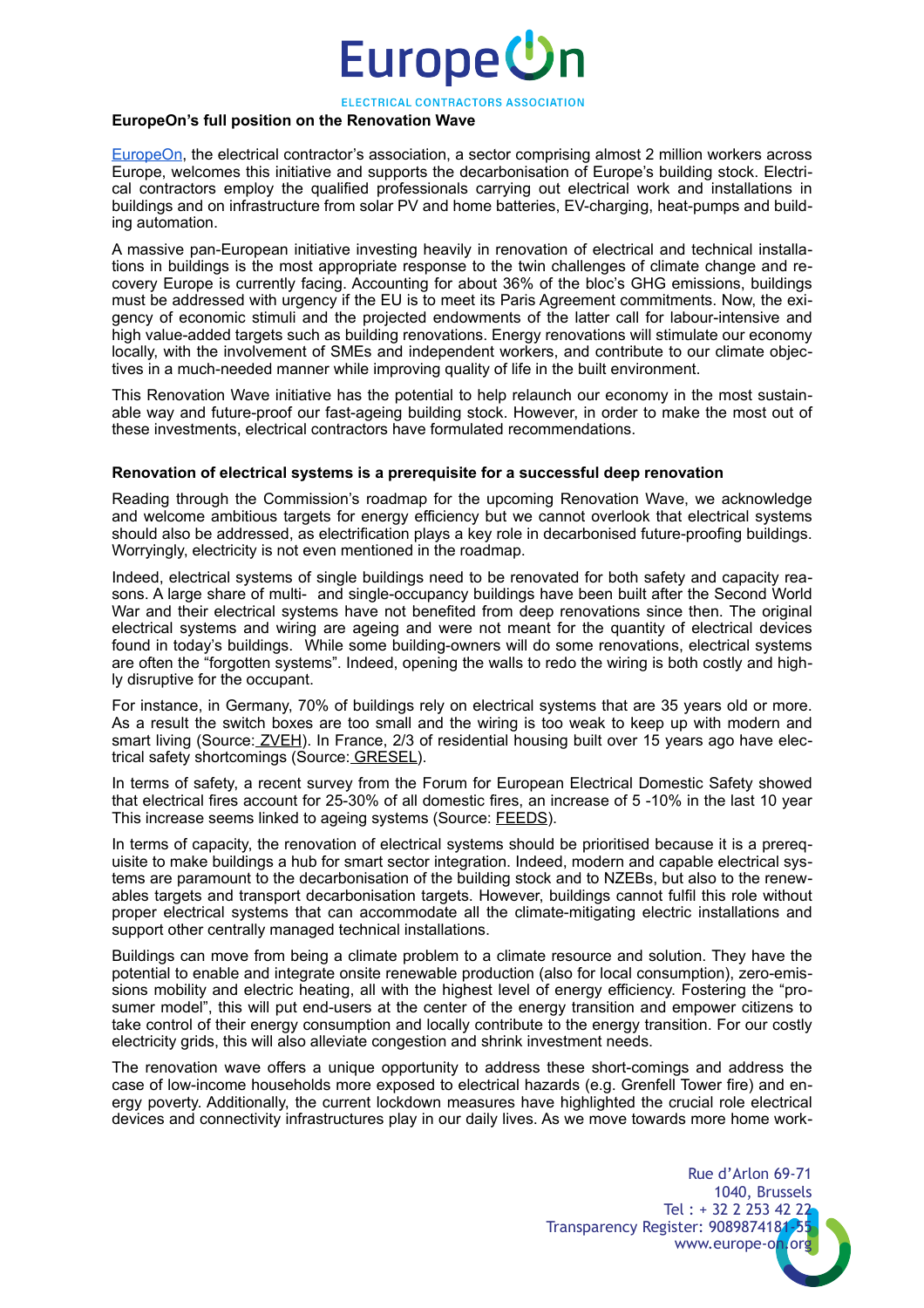**EuropeOn's full position on the Renovation Wave**

EuropeOn, the electrical contractor's association, a sector comprising almost 2 million workers across Europe, welcomes this initiative and supports the decarbonisation of Europe's building stock. Electrical contractors employ the qualified professionals carrying out electrical work and installations in buildings and on infrastructure from solar PV and home batteries, EV-charging, heat-pumps and building automation.

A massive pan-European initiative investing heavily in renovation of electrical and technical installations in buildings is the most appropriate response to the twin challenges of climate change and recovery Europe is currently facing. Accounting for about 36% of the bloc's GHG emissions, buildings must be addressed with urgency if the EU is to meet its Paris Agreement commitments. Now, the exigency of economic stimuli and the projected endowments of the latter call for labour-intensive and high value-added targets such as building renovations. Energy renovations will stimulate our economy locally, with the involvement of SMEs and independent workers, and contribute to our climate objectives in a much-needed manner while improving quality of life in the built environment.

This Renovation Wave initiative has the potential to help relaunch our economy in the most sustainable way and future-proof our fast-ageing building stock. However, in order to make the most out of these investments, electrical contractors have formulated recommendations.

**Renovation of electrical systems is a prerequisite for a successful deep renovation**

Reading through the Commission's roadmap for the upcoming Renovation Wave, we acknowledge and welcome ambitious targets for energy efficiency but we cannot overlook that electrical systems should also be addressed, as electrification plays a key role in decarbonised future-proofing buildings. Worryingly, electricity is not even mentioned in the roadmap.

Indeed, electrical systems of single buildings need to be renovated for both safety and capacity reasons. A large share of multi- and single-occupancy buildings have been built after the Second World War and their electrical systems have not benefited from deep renovations since then. The original electrical systems and wiring are ageing and were not meant for the quantity of electrical devices found in today's buildings. While some building-owners will do some renovations, electrical systems are often the "forgotten systems". Indeed, opening the walls to redo the wiring is both costly and highly disruptive for the occupant.

For instance, in Germany, 70% of buildings rely on electrical systems that are 35 years old or more. As a result the switch boxes are too small and the wiring is too weak to keep up with modern and smart living (Source: ZVEH). In France, 2/3 of residential housing built over 15 years ago have electrical safety shortcomings (Source: GRESEL).

In terms of safety, a recent survey from the Forum for European Electrical Domestic Safety showed that electrical fires account for 25-30% of all domestic fires, an increase of 5 -10% in the last 10 year This increase seems linked to ageing systems (Source: FEEDS).

In terms of capacity, the renovation of electrical systems should be prioritised because it is a prerequisite to make buildings a hub for smart sector integration. Indeed, modern and capable electrical systems are paramount to the decarbonisation of the building stock and to NZEBs, but also to the renewables targets and transport decarbonisation targets. However, buildings cannot fulfil this role without proper electrical systems that can accommodate all the climate-mitigating electric installations and support other centrally managed technical installations.

Buildings can move from being a climate problem to a climate resource and solution. They have the potential to enable and integrate onsite renewable production (also for local consumption), zero-emissions mobility and electric heating, all with the highest level of energy efficiency. Fostering the "prosumer model", this will put end-users at the center of the energy transition and empower citizens to take control of their energy consumption and locally contribute to the energy transition. For our costly electricity grids, this will also alleviate congestion and shrink investment needs.

The renovation wave offers a unique opportunity to address these short-comings and address the case of low-income households more exposed to electrical hazards (e.g. Grenfell Tower fire) and energy poverty. Additionally, the current lockdown measures have highlighted the crucial role electrical devices and connectivity infrastructures play in our daily lives. As we move towards more home work-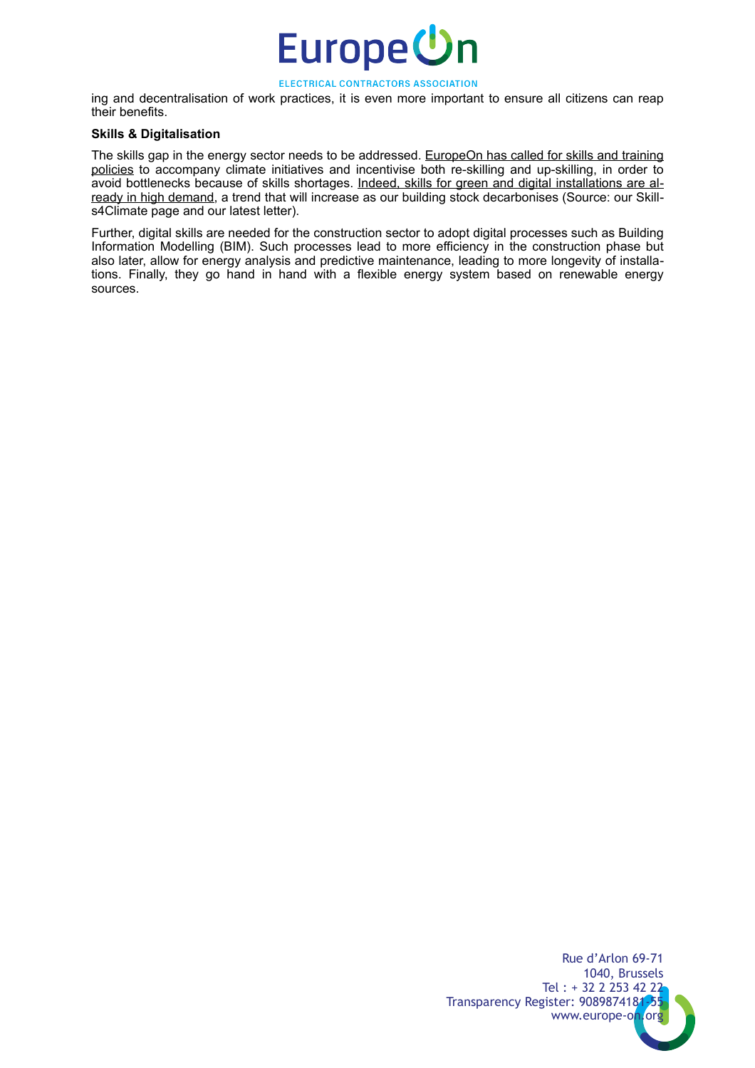ing and decentralisation of work practices, it is even more important to ensure all citizens can reap their benefits.

**Skills & Digitalisation**

The skills gap in the energy sector needs to be addressed. EuropeOn has called for skills and training policies to accompany climate initiatives and incentivise both re-skilling and up-skilling, in order to avoid bottlenecks because of skills shortages. Indeed, skills for green and digital installations are already in high demand, a trend that will increase as our building stock decarbonises (Source: our Skills4Climate page and our latest letter).

Further, digital skills are needed for the construction sector to adopt digital processes such as Building Information Modelling (BIM). Such processes lead to more efficiency in the construction phase but also later, allow for energy analysis and predictive maintenance, leading to more longevity of installations. Finally, they go hand in hand with a flexible energy system based on renewable energy sources.